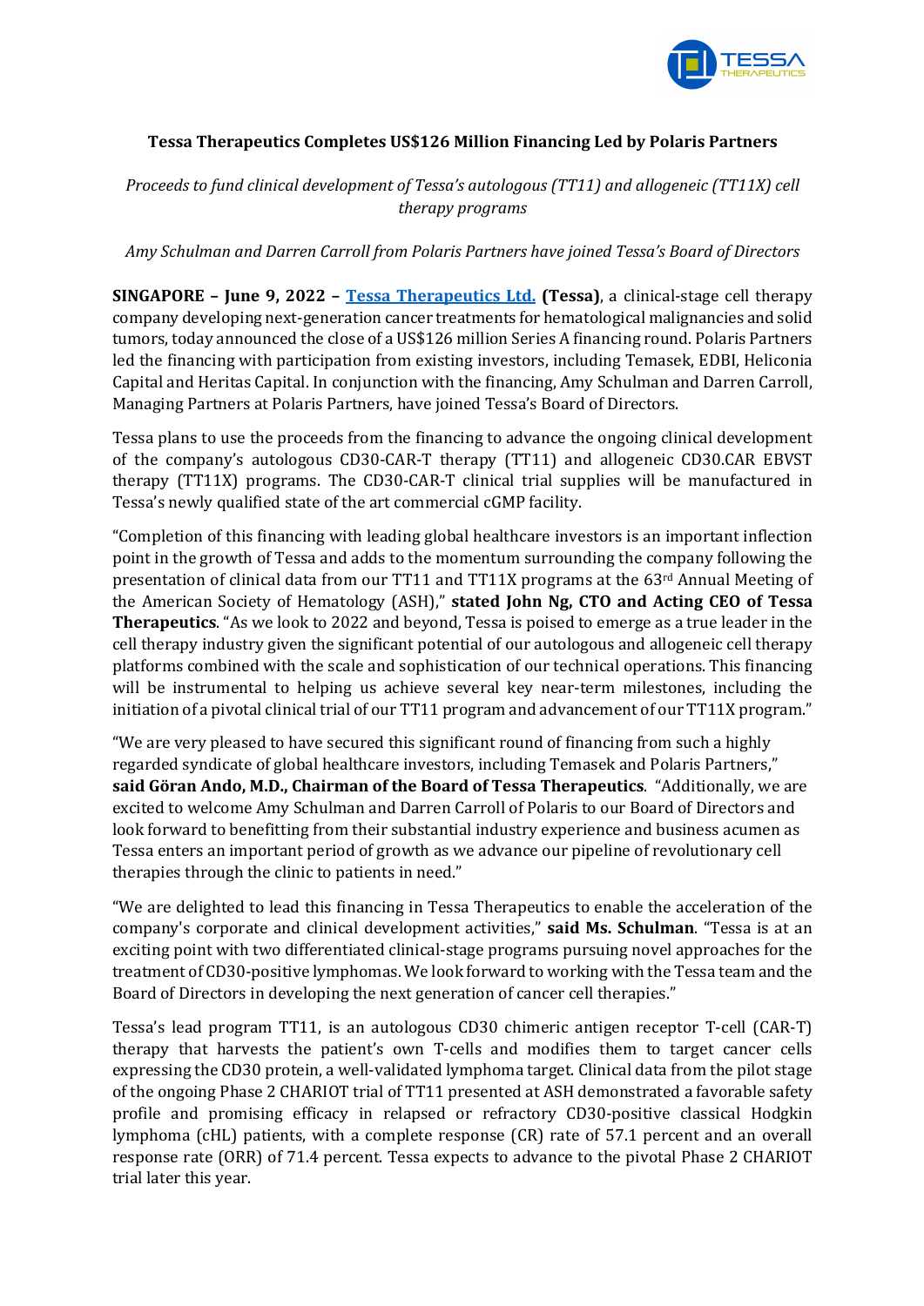# Tessa Therapeutics Completes US$126 Million Financing Led by Polaris Partners

*Proceeds to fund clinical development of Tessa's autologous (TT11) and allogeneic (TT11X) cell therapy programs*

*Amy Schulman and Darren Carroll from Polaris Partners have joined Tessa's Board of Directors*

**SINGAPORE – June 9, 2022 –** [Tessa Therapeutics Ltd.](#) **(Tessa)**, a clinical-stage cell therapy company developing next-generation cancer treatments for hematological malignancies and solid tumors, today announced the close of a US$126 million Series A financing round. Polaris Partners led the financing with participation from existing investors, including Temasek, EDBI, Heliconia Capital and Heritas Capital. In conjunction with the financing, Amy Schulman and Darren Carroll, Managing Partners at Polaris Partners, have joined Tessa's Board of Directors.

Tessa plans to use the proceeds from the financing to advance the ongoing clinical development of the company's autologous CD30-CAR-T therapy (TT11) and allogeneic CD30.CAR EBVST therapy (TT11X) programs. The CD30-CAR-T clinical trial supplies will be manufactured in Tessa's newly qualified state of the art commercial cGMP facility.

"Completion of this financing with leading global healthcare investors is an important inflection point in the growth of Tessa and adds to the momentum surrounding the company following the presentation of clinical data from our TT11 and TT11X programs at the 63rd Annual Meeting of the American Society of Hematology (ASH)," **stated John Ng, CTO and Acting CEO of Tessa Therapeutics**. "As we look to 2022 and beyond, Tessa is poised to emerge as a true leader in the cell therapy industry given the significant potential of our autologous and allogeneic cell therapy platforms combined with the scale and sophistication of our technical operations. This financing will be instrumental to helping us achieve several key near-term milestones, including the initiation of a pivotal clinical trial of our TT11 program and advancement of our TT11X program."

"We are very pleased to have secured this significant round of financing from such a highly regarded syndicate of global healthcare investors, including Temasek and Polaris Partners," **said Göran Ando, M.D., Chairman of the Board of Tessa Therapeutics**. "Additionally, we are excited to welcome Amy Schulman and Darren Carroll of Polaris to our Board of Directors and look forward to benefitting from their substantial industry experience and business acumen as Tessa enters an important period of growth as we advance our pipeline of revolutionary cell therapies through the clinic to patients in need."

"We are delighted to lead this financing in Tessa Therapeutics to enable the acceleration of the company's corporate and clinical development activities," **said Ms. Schulman**. "Tessa is at an exciting point with two differentiated clinical-stage programs pursuing novel approaches for the treatment of CD30-positive lymphomas. We look forward to working with the Tessa team and the Board of Directors in developing the next generation of cancer cell therapies."

Tessa's lead program TT11, is an autologous CD30 chimeric antigen receptor T-cell (CAR-T) therapy that harvests the patient's own T-cells and modifies them to target cancer cells expressing the CD30 protein, a well-validated lymphoma target. Clinical data from the pilot stage of the ongoing Phase 2 CHARIOT trial of TT11 presented at ASH demonstrated a favorable safety profile and promising efficacy in relapsed or refractory CD30-positive classical Hodgkin lymphoma (cHL) patients, with a complete response (CR) rate of 57.1 percent and an overall response rate (ORR) of 71.4 percent. Tessa expects to advance to the pivotal Phase 2 CHARIOT trial later this year.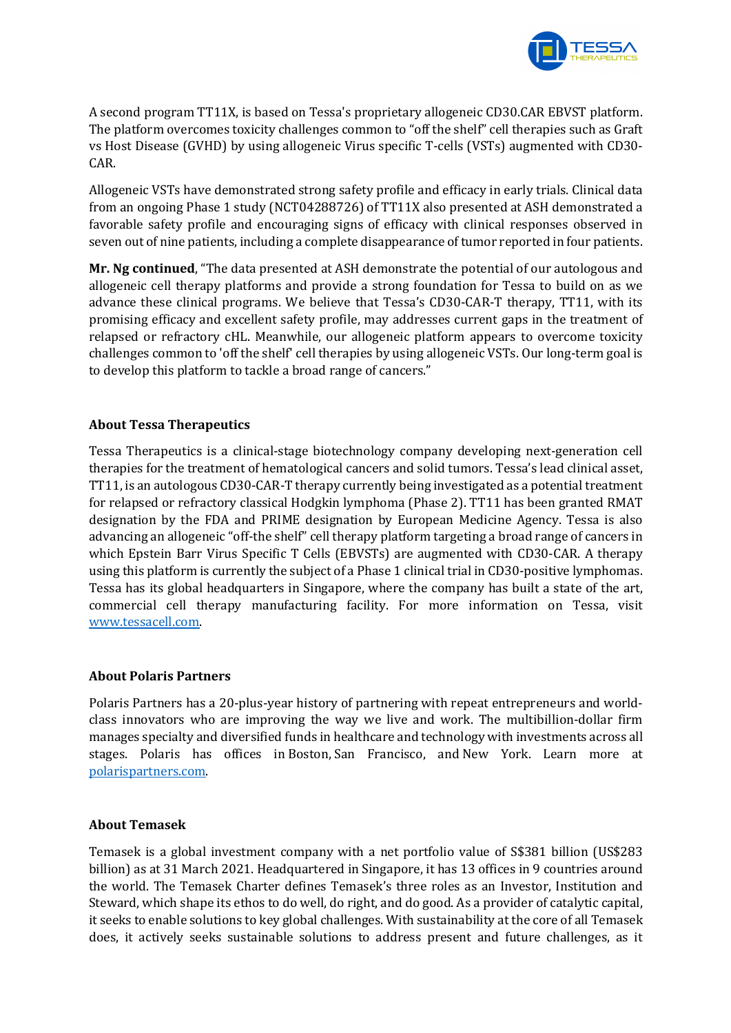A second program TT11X, is based on Tessa's proprietary allogeneic CD30.CAR EBVST platform. The platform overcomes toxicity challenges common to "off the shelf" cell therapies such as Graft vs Host Disease (GVHD) by using allogeneic Virus specific T-cells (VSTs) augmented with CD30-CAR.

Allogeneic VSTs have demonstrated strong safety profile and efficacy in early trials. Clinical data from an ongoing Phase 1 study (NCT04288726) of TT11X also presented at ASH demonstrated a favorable safety profile and encouraging signs of efficacy with clinical responses observed in seven out of nine patients, including a complete disappearance of tumor reported in four patients.

**Mr. Ng continued**, "The data presented at ASH demonstrate the potential of our autologous and allogeneic cell therapy platforms and provide a strong foundation for Tessa to build on as we advance these clinical programs. We believe that Tessa's CD30-CAR-T therapy, TT11, with its promising efficacy and excellent safety profile, may addresses current gaps in the treatment of relapsed or refractory cHL. Meanwhile, our allogeneic platform appears to overcome toxicity challenges common to 'off the shelf' cell therapies by using allogeneic VSTs. Our long-term goal is to develop this platform to tackle a broad range of cancers."

**About Tessa Therapeutics**

Tessa Therapeutics is a clinical-stage biotechnology company developing next-generation cell therapies for the treatment of hematological cancers and solid tumors. Tessa's lead clinical asset, TT11, is an autologous CD30-CAR-T therapy currently being investigated as a potential treatment for relapsed or refractory classical Hodgkin lymphoma (Phase 2). TT11 has been granted RMAT designation by the FDA and PRIME designation by European Medicine Agency. Tessa is also advancing an allogeneic "off-the shelf" cell therapy platform targeting a broad range of cancers in which Epstein Barr Virus Specific T Cells (EBVSTs) are augmented with CD30-CAR. A therapy using this platform is currently the subject of a Phase 1 clinical trial in CD30-positive lymphomas. Tessa has its global headquarters in Singapore, where the company has built a state of the art, commercial cell therapy manufacturing facility. For more information on Tessa, visit [www.tessacell.com](http://www.tessacell.com).

**About Polaris Partners**

Polaris Partners has a 20-plus-year history of partnering with repeat entrepreneurs and world-class innovators who are improving the way we live and work. The multibillion-dollar firm manages specialty and diversified funds in healthcare and technology with investments across all stages. Polaris has offices in Boston, San Francisco, and New York. Learn more at [polarispartners.com](http://polarispartners.com).

**About Temasek**

Temasek is a global investment company with a net portfolio value of S$381 billion (US$283 billion) as at 31 March 2021. Headquartered in Singapore, it has 13 offices in 9 countries around the world. The Temasek Charter defines Temasek's three roles as an Investor, Institution and Steward, which shape its ethos to do well, do right, and do good. As a provider of catalytic capital, it seeks to enable solutions to key global challenges. With sustainability at the core of all Temasek does, it actively seeks sustainable solutions to address present and future challenges, as it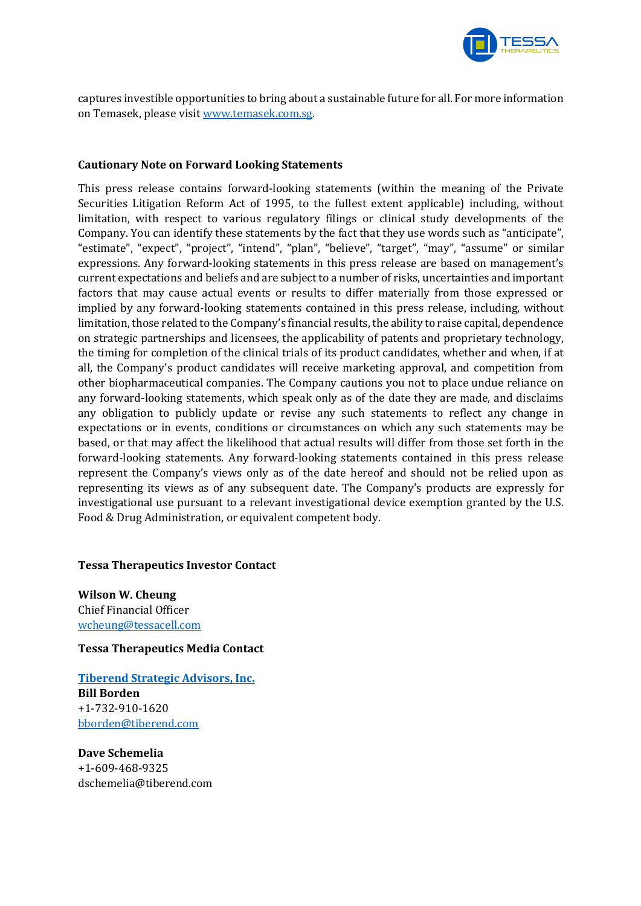captures investible opportunities to bring about a sustainable future for all. For more information on Temasek, please visit [www.temasek.com.sg](http://www.temasek.com.sg).

**Cautionary Note on Forward Looking Statements**

This press release contains forward-looking statements (within the meaning of the Private Securities Litigation Reform Act of 1995, to the fullest extent applicable) including, without limitation, with respect to various regulatory filings or clinical study developments of the Company. You can identify these statements by the fact that they use words such as "anticipate", "estimate", "expect", "project", "intend", "plan", "believe", "target", "may", "assume" or similar expressions. Any forward-looking statements in this press release are based on management's current expectations and beliefs and are subject to a number of risks, uncertainties and important factors that may cause actual events or results to differ materially from those expressed or implied by any forward-looking statements contained in this press release, including, without limitation, those related to the Company's financial results, the ability to raise capital, dependence on strategic partnerships and licensees, the applicability of patents and proprietary technology, the timing for completion of the clinical trials of its product candidates, whether and when, if at all, the Company's product candidates will receive marketing approval, and competition from other biopharmaceutical companies. The Company cautions you not to place undue reliance on any forward-looking statements, which speak only as of the date they are made, and disclaims any obligation to publicly update or revise any such statements to reflect any change in expectations or in events, conditions or circumstances on which any such statements may be based, or that may affect the likelihood that actual results will differ from those set forth in the forward-looking statements. Any forward-looking statements contained in this press release represent the Company's views only as of the date hereof and should not be relied upon as representing its views as of any subsequent date. The Company's products are expressly for investigational use pursuant to a relevant investigational device exemption granted by the U.S. Food & Drug Administration, or equivalent competent body.

**Tessa Therapeutics Investor Contact**

**Wilson W. Cheung**
Chief Financial Officer
[wcheung@tessacell.com](mailto:wcheung@tessacell.com)

**Tessa Therapeutics Media Contact**

**Tiberend Strategic Advisors, Inc.**
**Bill Borden**
+1-732-910-1620
[bborden@tiberend.com](mailto:bborden@tiberend.com)

**Dave Schemelia**
+1-609-468-9325
dschemelia@tiberend.com